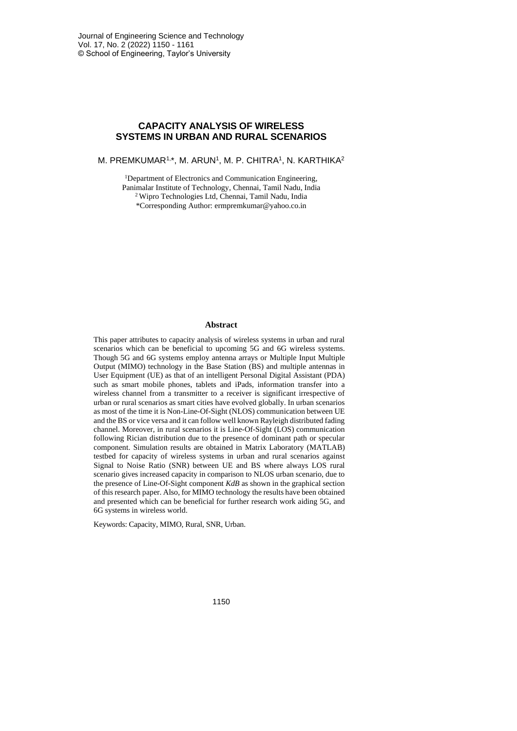# CAPACITY ANALYSIS OF WIRELESS SYSTEMS IN URBAN AND RURAL SCENARIOS

M. PREMKUMAR[1,*], M. ARUN[1], M. P. CHITRA[1], N. KARTHIKA[2]

[1]Department of Electronics and Communication Engineering, Panimalar Institute of Technology, Chennai, Tamil Nadu, India

[2]Wipro Technologies Ltd, Chennai, Tamil Nadu, India

*Corresponding Author: ermpremkumar@yahoo.co.in

## Abstract

This paper attributes to capacity analysis of wireless systems in urban and rural scenarios which can be beneficial to upcoming 5G and 6G wireless systems. Though 5G and 6G systems employ antenna arrays or Multiple Input Multiple Output (MIMO) technology in the Base Station (BS) and multiple antennas in User Equipment (UE) as that of an intelligent Personal Digital Assistant (PDA) such as smart mobile phones, tablets and iPads, information transfer into a wireless channel from a transmitter to a receiver is significant irrespective of urban or rural scenarios as smart cities have evolved globally. In urban scenarios as most of the time it is Non-Line-Of-Sight (NLOS) communication between UE and the BS or vice versa and it can follow well known Rayleigh distributed fading channel. Moreover, in rural scenarios it is Line-Of-Sight (LOS) communication following Rician distribution due to the presence of dominant path or specular component. Simulation results are obtained in Matrix Laboratory (MATLAB) testbed for capacity of wireless systems in urban and rural scenarios against Signal to Noise Ratio (SNR) between UE and BS where always LOS rural scenario gives increased capacity in comparison to NLOS urban scenario, due to the presence of Line-Of-Sight component *KdB* as shown in the graphical section of this research paper. Also, for MIMO technology the results have been obtained and presented which can be beneficial for further research work aiding 5G, and 6G systems in wireless world.

Keywords: Capacity, MIMO, Rural, SNR, Urban.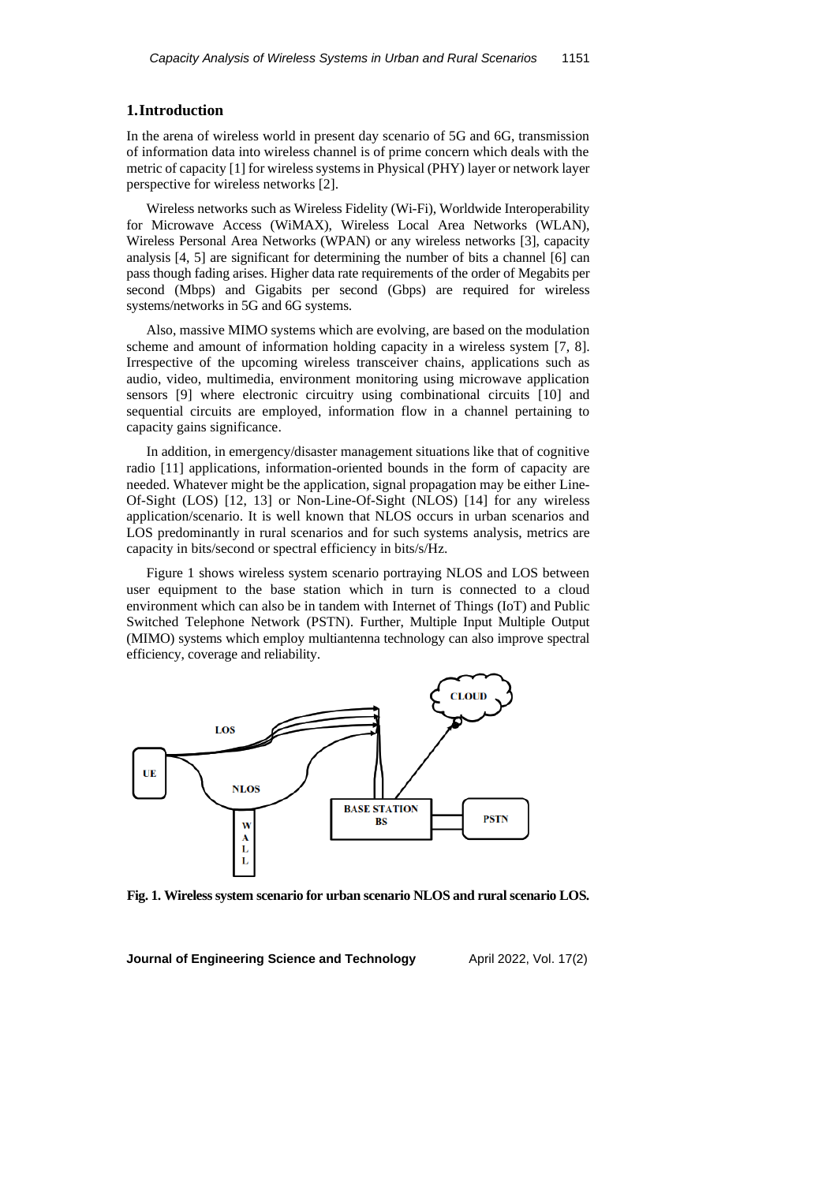## 1. Introduction

In the arena of wireless world in present day scenario of 5G and 6G, transmission of information data into wireless channel is of prime concern which deals with the metric of capacity [1] for wireless systems in Physical (PHY) layer or network layer perspective for wireless networks [2].

Wireless networks such as Wireless Fidelity (Wi-Fi), Worldwide Interoperability for Microwave Access (WiMAX), Wireless Local Area Networks (WLAN), Wireless Personal Area Networks (WPAN) or any wireless networks [3], capacity analysis [4, 5] are significant for determining the number of bits a channel [6] can pass though fading arises. Higher data rate requirements of the order of Megabits per second (Mbps) and Gigabits per second (Gbps) are required for wireless systems/networks in 5G and 6G systems.

Also, massive MIMO systems which are evolving, are based on the modulation scheme and amount of information holding capacity in a wireless system [7, 8]. Irrespective of the upcoming wireless transceiver chains, applications such as audio, video, multimedia, environment monitoring using microwave application sensors [9] where electronic circuitry using combinational circuits [10] and sequential circuits are employed, information flow in a channel pertaining to capacity gains significance.

In addition, in emergency/disaster management situations like that of cognitive radio [11] applications, information-oriented bounds in the form of capacity are needed. Whatever might be the application, signal propagation may be either Line-Of-Sight (LOS) [12, 13] or Non-Line-Of-Sight (NLOS) [14] for any wireless application/scenario. It is well known that NLOS occurs in urban scenarios and LOS predominantly in rural scenarios and for such systems analysis, metrics are capacity in bits/second or spectral efficiency in bits/s/Hz.

Figure 1 shows wireless system scenario portraying NLOS and LOS between user equipment to the base station which in turn is connected to a cloud environment which can also be in tandem with Internet of Things (IoT) and Public Switched Telephone Network (PSTN). Further, Multiple Input Multiple Output (MIMO) systems which employ multiantenna technology can also improve spectral efficiency, coverage and reliability.

**Fig. 1. Wireless system scenario for urban scenario NLOS and rural scenario LOS.**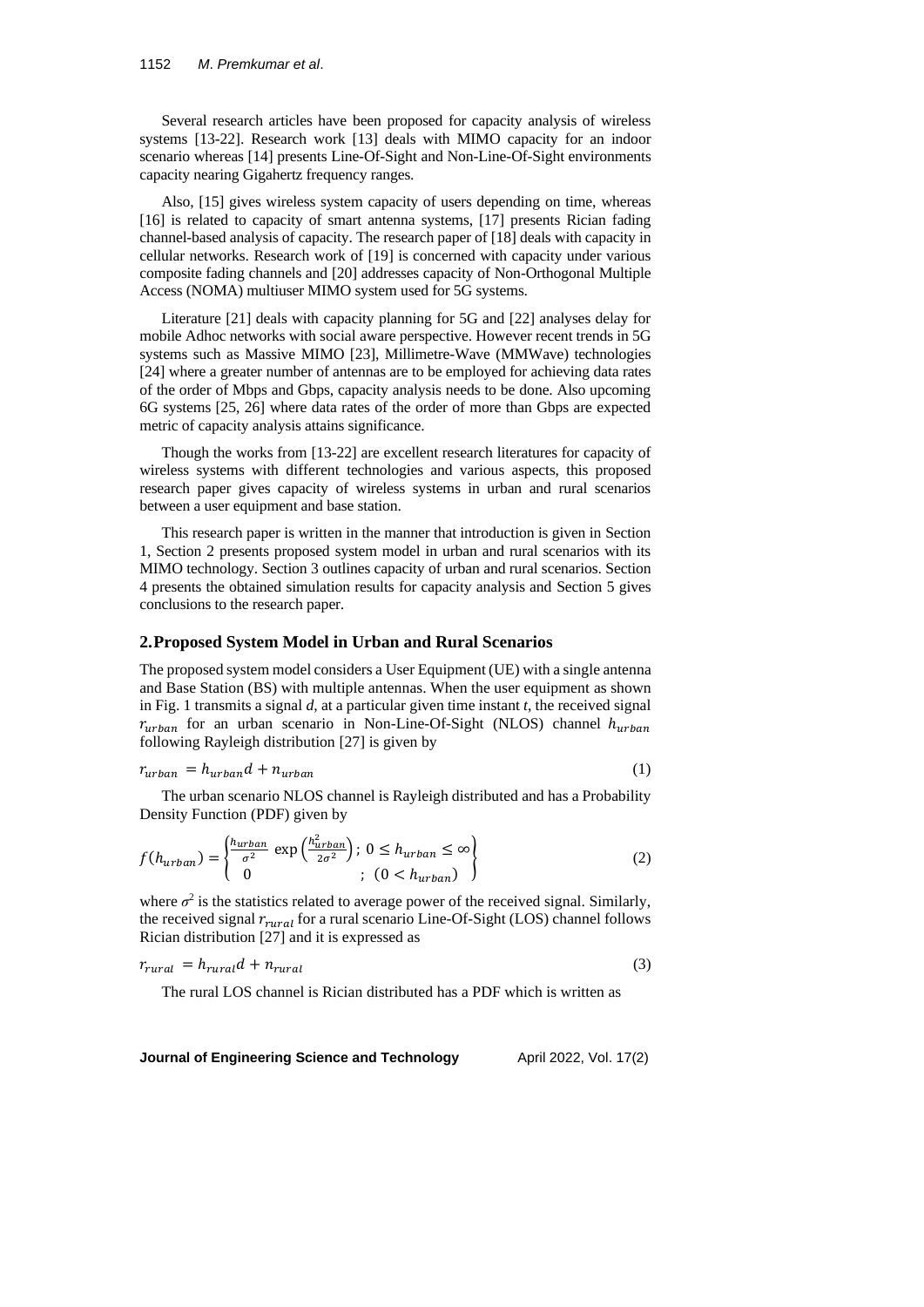Several research articles have been proposed for capacity analysis of wireless systems [13-22]. Research work [13] deals with MIMO capacity for an indoor scenario whereas [14] presents Line-Of-Sight and Non-Line-Of-Sight environments capacity nearing Gigahertz frequency ranges.

Also, [15] gives wireless system capacity of users depending on time, whereas [16] is related to capacity of smart antenna systems, [17] presents Rician fading channel-based analysis of capacity. The research paper of [18] deals with capacity in cellular networks. Research work of [19] is concerned with capacity under various composite fading channels and [20] addresses capacity of Non-Orthogonal Multiple Access (NOMA) multiuser MIMO system used for 5G systems.

Literature [21] deals with capacity planning for 5G and [22] analyses delay for mobile Adhoc networks with social aware perspective. However recent trends in 5G systems such as Massive MIMO [23], Millimetre-Wave (MMWave) technologies [24] where a greater number of antennas are to be employed for achieving data rates of the order of Mbps and Gbps, capacity analysis needs to be done. Also upcoming 6G systems [25, 26] where data rates of the order of more than Gbps are expected metric of capacity analysis attains significance.

Though the works from [13-22] are excellent research literatures for capacity of wireless systems with different technologies and various aspects, this proposed research paper gives capacity of wireless systems in urban and rural scenarios between a user equipment and base station.

This research paper is written in the manner that introduction is given in Section 1, Section 2 presents proposed system model in urban and rural scenarios with its MIMO technology. Section 3 outlines capacity of urban and rural scenarios. Section 4 presents the obtained simulation results for capacity analysis and Section 5 gives conclusions to the research paper.

## 2. Proposed System Model in Urban and Rural Scenarios

The proposed system model considers a User Equipment (UE) with a single antenna and Base Station (BS) with multiple antennas. When the user equipment as shown in Fig. 1 transmits a signal *d*, at a particular given time instant *t*, the received signal $r_{urban}$ for an urban scenario in Non-Line-Of-Sight (NLOS) channel $h_{urban}$ following Rayleigh distribution [27] is given by

$$r_{urban} = h_{urban} d + n_{urban} \tag{1}$$

The urban scenario NLOS channel is Rayleigh distributed and has a Probability Density Function (PDF) given by

$$f(h_{urban}) = \begin{cases} \frac{h_{urban}}{\sigma^2} \exp\left(\frac{h_{urban}^2}{2\sigma^2}\right); \ 0 \leq h_{urban} \leq \infty \\ 0 \qquad\qquad\qquad\quad ; \ (0 < h_{urban}) \end{cases} \tag{2}$$

where $\sigma^2$ is the statistics related to average power of the received signal. Similarly, the received signal $r_{rural}$ for a rural scenario Line-Of-Sight (LOS) channel follows Rician distribution [27] and it is expressed as

$$r_{rural} = h_{rural} d + n_{rural} \tag{3}$$

The rural LOS channel is Rician distributed has a PDF which is written as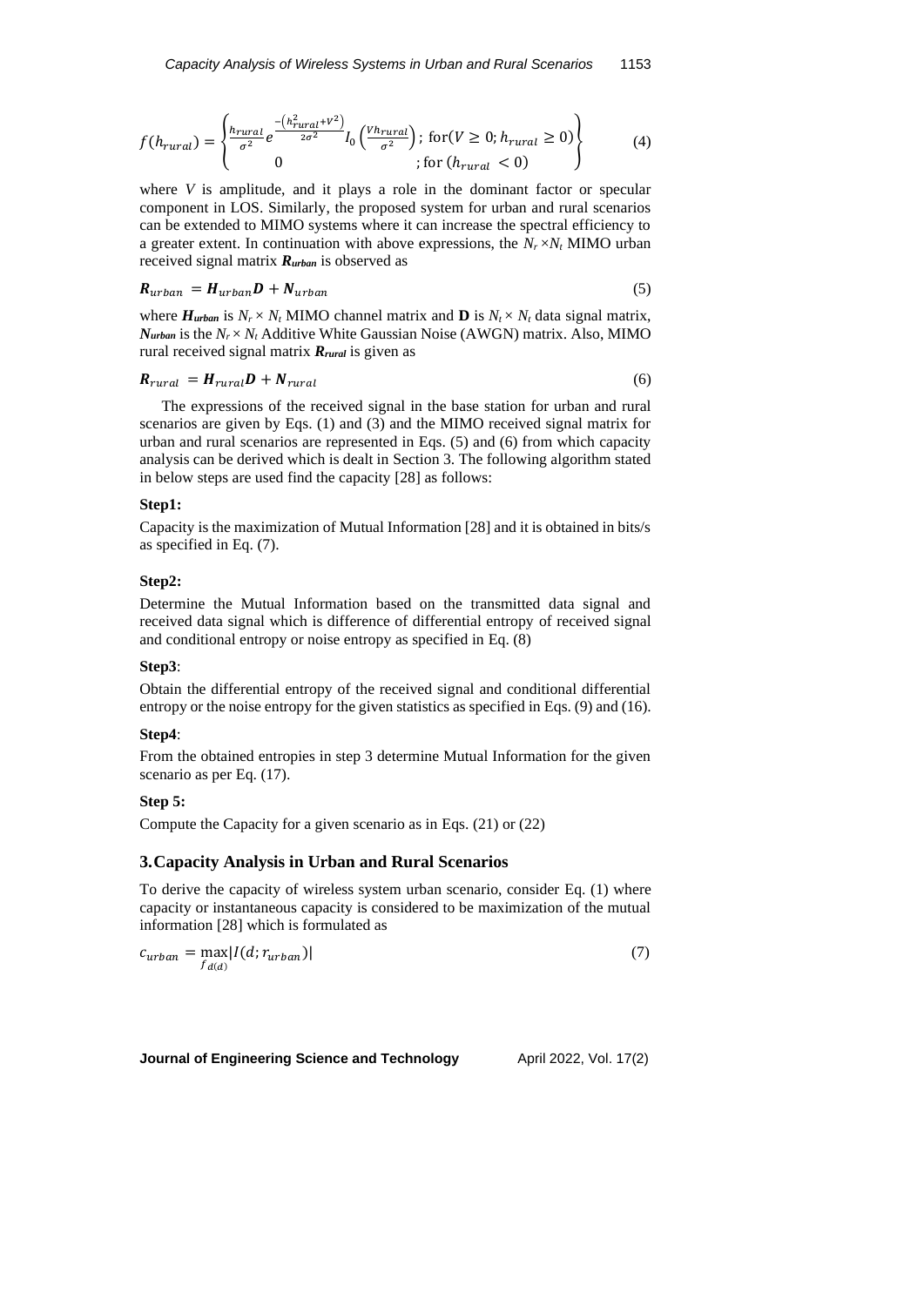$$f(h_{rural}) = \begin{cases} \frac{h_{rural}}{\sigma^2} e^{\frac{-\left(h_{rural}^2 + V^2\right)}{2\sigma^2}} I_0\left(\frac{V h_{rural}}{\sigma^2}\right); \text{ for}(V \geq 0; h_{rural} \geq 0) \\ 0 \qquad\qquad\qquad\qquad\qquad ; \text{for } (h_{rural} < 0) \end{cases} \tag{4}$$

where $V$ is amplitude, and it plays a role in the dominant factor or specular component in LOS. Similarly, the proposed system for urban and rural scenarios can be extended to MIMO systems where it can increase the spectral efficiency to a greater extent. In continuation with above expressions, the $N_r \times N_t$ MIMO urban received signal matrix $\boldsymbol{R_{urban}}$ is observed as

$$\boldsymbol{R}_{urban} = \boldsymbol{H}_{urban}\boldsymbol{D} + \boldsymbol{N}_{urban} \tag{5}$$

where $\boldsymbol{H_{urban}}$ is $N_r \times N_t$ MIMO channel matrix and $\mathbf{D}$ is $N_t \times N_t$ data signal matrix, $\boldsymbol{N_{urban}}$ is the $N_r \times N_t$ Additive White Gaussian Noise (AWGN) matrix. Also, MIMO rural received signal matrix $\boldsymbol{R_{rural}}$ is given as

$$\boldsymbol{R}_{rural} = \boldsymbol{H}_{rural}\boldsymbol{D} + \boldsymbol{N}_{rural} \tag{6}$$

The expressions of the received signal in the base station for urban and rural scenarios are given by Eqs. (1) and (3) and the MIMO received signal matrix for urban and rural scenarios are represented in Eqs. (5) and (6) from which capacity analysis can be derived which is dealt in Section 3. The following algorithm stated in below steps are used find the capacity [28] as follows:

**Step1:**

Capacity is the maximization of Mutual Information [28] and it is obtained in bits/s as specified in Eq. (7).

**Step2:**

Determine the Mutual Information based on the transmitted data signal and received data signal which is difference of differential entropy of received signal and conditional entropy or noise entropy as specified in Eq. (8)

**Step3**:

Obtain the differential entropy of the received signal and conditional differential entropy or the noise entropy for the given statistics as specified in Eqs. (9) and (16).

**Step4**:

From the obtained entropies in step 3 determine Mutual Information for the given scenario as per Eq. (17).

**Step 5:**

Compute the Capacity for a given scenario as in Eqs. (21) or (22)

## 3. Capacity Analysis in Urban and Rural Scenarios

To derive the capacity of wireless system urban scenario, consider Eq. (1) where capacity or instantaneous capacity is considered to be maximization of the mutual information [28] which is formulated as

$$c_{urban} = \max_{f_{d(d)}} |I(d; r_{urban})| \tag{7}$$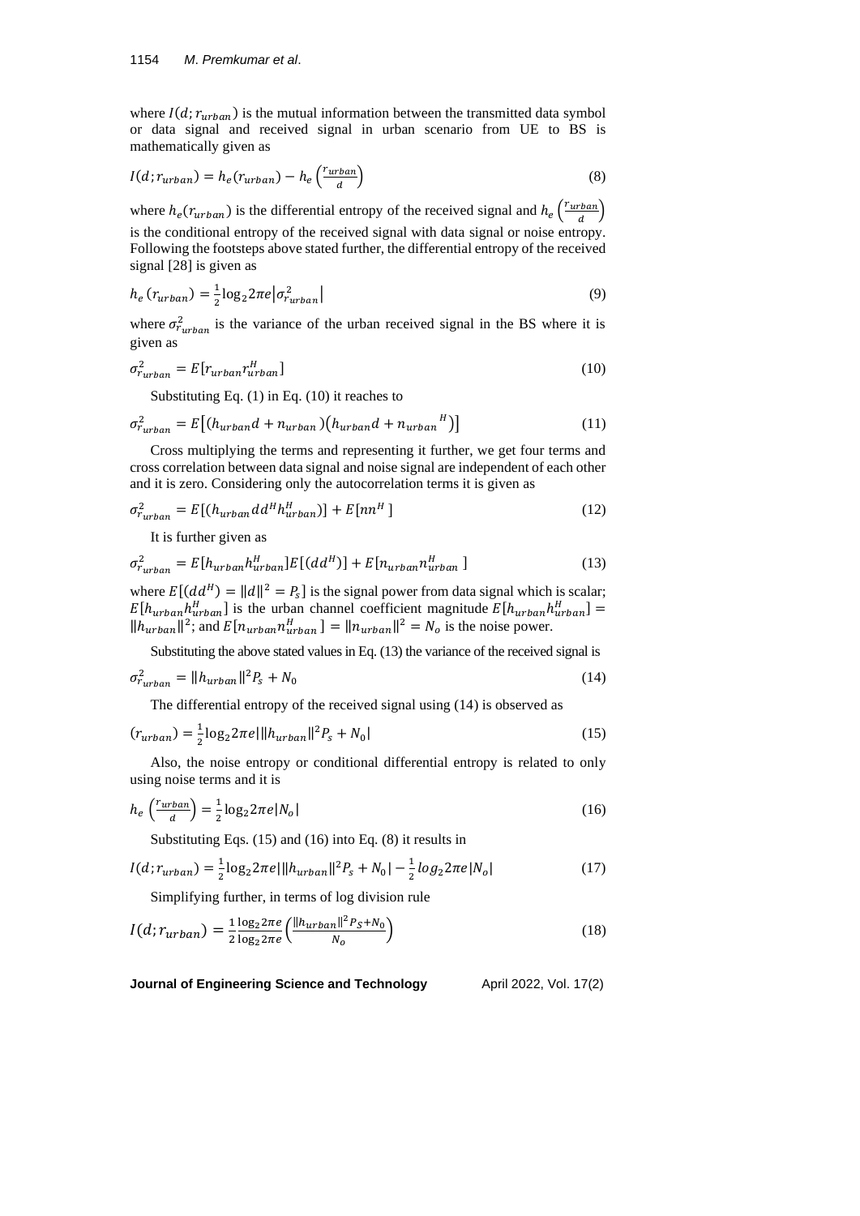where $I(d; r_{urban})$ is the mutual information between the transmitted data symbol or data signal and received signal in urban scenario from UE to BS is mathematically given as

$$I(d; r_{urban}) = h_e(r_{urban}) - h_e\left(\frac{r_{urban}}{d}\right) \tag{8}$$

where $h_e(r_{urban})$ is the differential entropy of the received signal and $h_e\left(\frac{r_{urban}}{d}\right)$ is the conditional entropy of the received signal with data signal or noise entropy. Following the footsteps above stated further, the differential entropy of the received signal [28] is given as

$$h_e\,(r_{urban}) = \frac{1}{2}\log_2 2\pi e\left|\sigma^2_{r_{urban}}\right| \tag{9}$$

where $\sigma^2_{r_{urban}}$ is the variance of the urban received signal in the BS where it is given as

$$\sigma^2_{r_{urban}} = E[r_{urban} r^H_{urban}] \tag{10}$$

Substituting Eq. (1) in Eq. (10) it reaches to

$$\sigma^2_{r_{urban}} = E\left[(h_{urban}d + n_{urban})\left(h_{urban}d + n_{urban}{}^H\right)\right] \tag{11}$$

Cross multiplying the terms and representing it further, we get four terms and cross correlation between data signal and noise signal are independent of each other and it is zero. Considering only the autocorrelation terms it is given as

$$\sigma^2_{r_{urban}} = E[(h_{urban}dd^H h^H_{urban})] + E[nn^H\,] \tag{12}$$

It is further given as

$$\sigma^2_{r_{urban}} = E[h_{urban}h^H_{urban}]E[(dd^H)] + E[n_{urban}n^H_{urban}\,] \tag{13}$$

where $E[(dd^H) = \|d\|^2 = P_s]$ is the signal power from data signal which is scalar; $E[h_{urban}h^H_{urban}]$ is the urban channel coefficient magnitude $E[h_{urban}h^H_{urban}] = \|h_{urban}\|^2$; and $E[n_{urban}n^H_{urban}\,] = \|n_{urban}\|^2 = N_o$ is the noise power.

Substituting the above stated values in Eq. (13) the variance of the received signal is

$$\sigma^2_{r_{urban}} = \|h_{urban}\|^2 P_s + N_0 \tag{14}$$

The differential entropy of the received signal using (14) is observed as

$$(r_{urban}) = \frac{1}{2}\log_2 2\pi e\left|\|h_{urban}\|^2 P_s + N_0\right| \tag{15}$$

Also, the noise entropy or conditional differential entropy is related to only using noise terms and it is

$$h_e\left(\frac{r_{urban}}{d}\right) = \frac{1}{2}\log_2 2\pi e|N_o| \tag{16}$$

Substituting Eqs. (15) and (16) into Eq. (8) it results in

$$I(d; r_{urban}) = \frac{1}{2}\log_2 2\pi e\left|\|h_{urban}\|^2 P_s + N_0\right| - \frac{1}{2}\log_2 2\pi e|N_o| \tag{17}$$

Simplifying further, in terms of log division rule

$$I(d; r_{urban}) = \frac{1}{2}\frac{\log_2 2\pi e}{\log_2 2\pi e}\left(\frac{\|h_{urban}\|^2 P_S + N_0}{N_o}\right) \tag{18}$$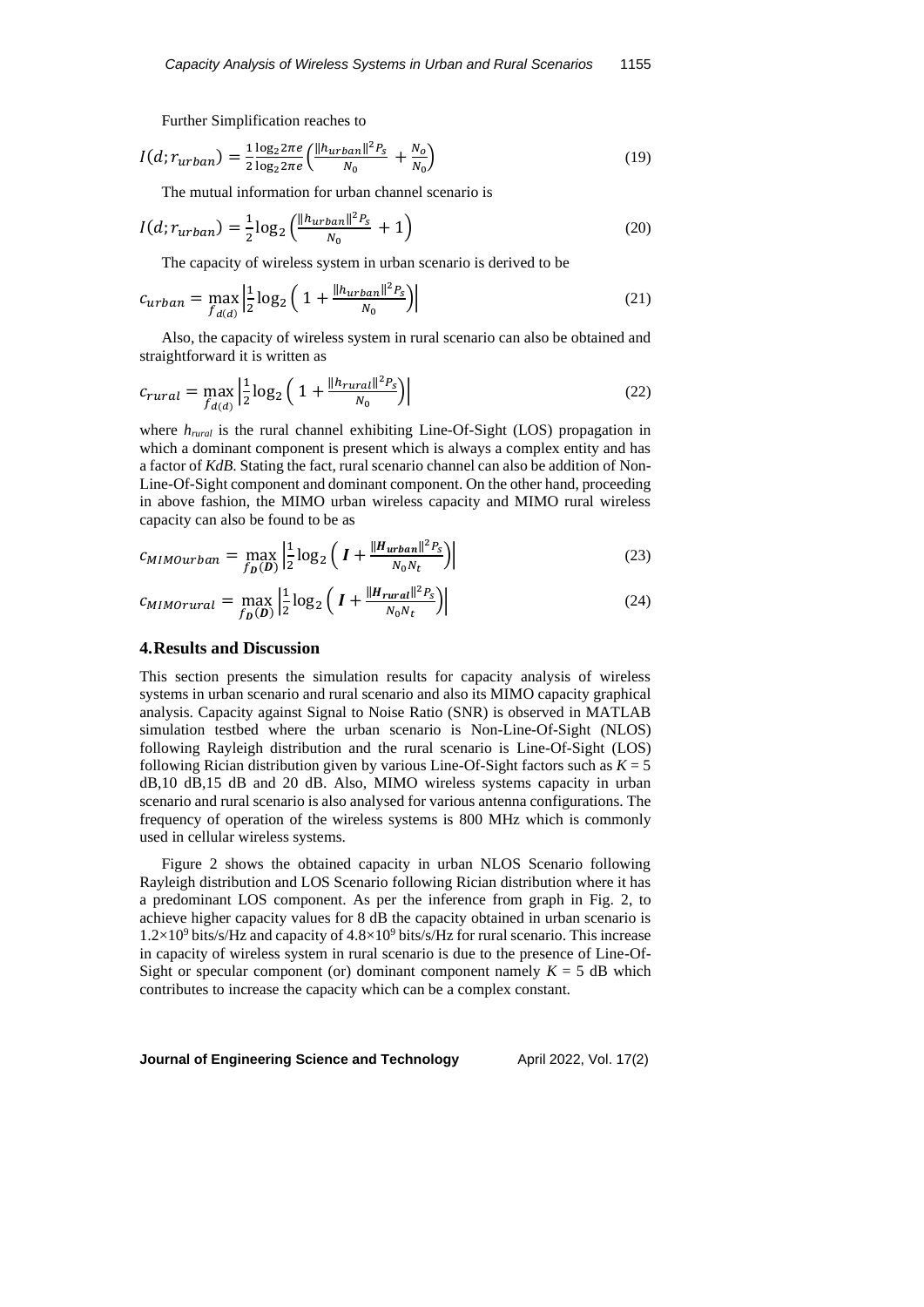Further Simplification reaches to

$$I(d; r_{urban}) = \frac{1}{2}\frac{\log_2 2\pi e}{\log_2 2\pi e}\left(\frac{\|h_{urban}\|^2 P_s}{N_0} + \frac{N_o}{N_0}\right) \tag{19}$$

The mutual information for urban channel scenario is

$$I(d; r_{urban}) = \frac{1}{2}\log_2\left(\frac{\|h_{urban}\|^2 P_s}{N_0} + 1\right) \tag{20}$$

The capacity of wireless system in urban scenario is derived to be

$$c_{urban} = \max_{f_{d(d)}}\left|\frac{1}{2}\log_2\left(1 + \frac{\|h_{urban}\|^2 P_s}{N_0}\right)\right| \tag{21}$$

Also, the capacity of wireless system in rural scenario can also be obtained and straightforward it is written as

$$c_{rural} = \max_{f_{d(d)}}\left|\frac{1}{2}\log_2\left(1 + \frac{\|h_{rural}\|^2 P_s}{N_0}\right)\right| \tag{22}$$

where $h_{rural}$ is the rural channel exhibiting Line-Of-Sight (LOS) propagation in which a dominant component is present which is always a complex entity and has a factor of *KdB*. Stating the fact, rural scenario channel can also be addition of Non-Line-Of-Sight component and dominant component. On the other hand, proceeding in above fashion, the MIMO urban wireless capacity and MIMO rural wireless capacity can also be found to be as

$$c_{MIMOurban} = \max_{f_{\boldsymbol{D}}(\boldsymbol{D})}\left|\frac{1}{2}\log_2\left(\boldsymbol{I} + \frac{\|\boldsymbol{H_{urban}}\|^2 P_s}{N_0 N_t}\right)\right| \tag{23}$$

$$c_{MIMOrural} = \max_{f_{\boldsymbol{D}}(\boldsymbol{D})}\left|\frac{1}{2}\log_2\left(\boldsymbol{I} + \frac{\|\boldsymbol{H_{rural}}\|^2 P_s}{N_0 N_t}\right)\right| \tag{24}$$

## 4. Results and Discussion

This section presents the simulation results for capacity analysis of wireless systems in urban scenario and rural scenario and also its MIMO capacity graphical analysis. Capacity against Signal to Noise Ratio (SNR) is observed in MATLAB simulation testbed where the urban scenario is Non-Line-Of-Sight (NLOS) following Rayleigh distribution and the rural scenario is Line-Of-Sight (LOS) following Rician distribution given by various Line-Of-Sight factors such as $K = 5$ dB,10 dB,15 dB and 20 dB. Also, MIMO wireless systems capacity in urban scenario and rural scenario is also analysed for various antenna configurations. The frequency of operation of the wireless systems is 800 MHz which is commonly used in cellular wireless systems.

Figure 2 shows the obtained capacity in urban NLOS Scenario following Rayleigh distribution and LOS Scenario following Rician distribution where it has a predominant LOS component. As per the inference from graph in Fig. 2, to achieve higher capacity values for 8 dB the capacity obtained in urban scenario is $1.2\times10^9$ bits/s/Hz and capacity of $4.8\times10^9$ bits/s/Hz for rural scenario. This increase in capacity of wireless system in rural scenario is due to the presence of Line-Of-Sight or specular component (or) dominant component namely $K = 5$ dB which contributes to increase the capacity which can be a complex constant.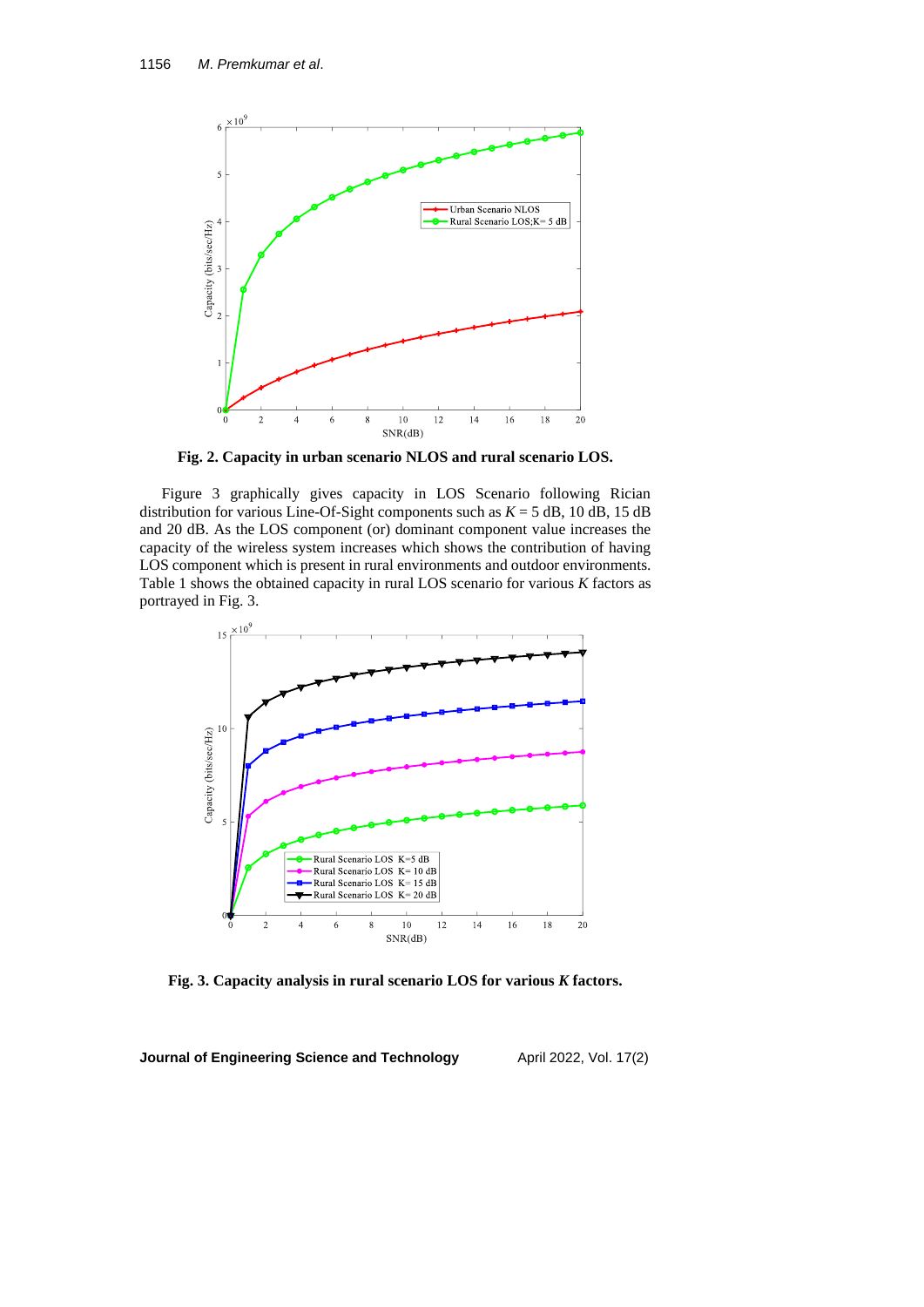**Fig. 2. Capacity in urban scenario NLOS and rural scenario LOS.**

Figure 3 graphically gives capacity in LOS Scenario following Rician distribution for various Line-Of-Sight components such as $K$ = 5 dB, 10 dB, 15 dB and 20 dB. As the LOS component (or) dominant component value increases the capacity of the wireless system increases which shows the contribution of having LOS component which is present in rural environments and outdoor environments. Table 1 shows the obtained capacity in rural LOS scenario for various $K$ factors as portrayed in Fig. 3.

**Fig. 3. Capacity analysis in rural scenario LOS for various *K* factors.**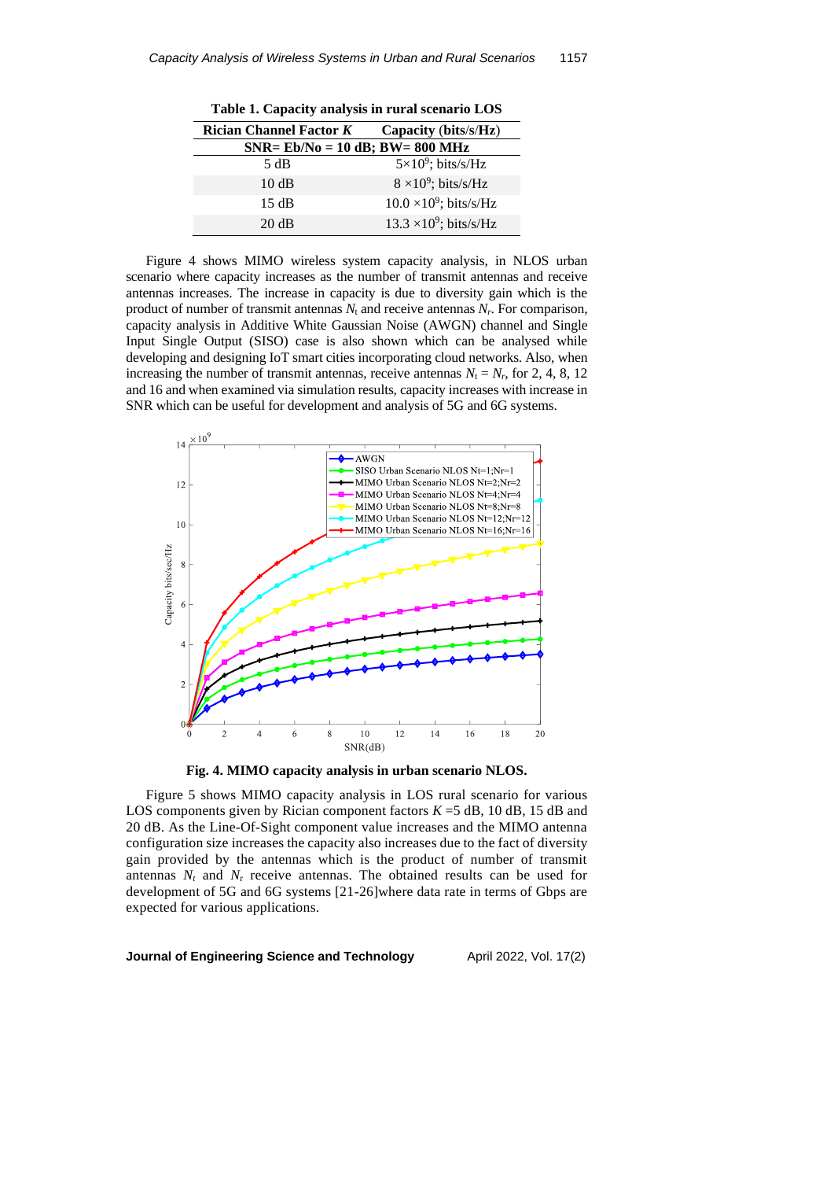**Table 1. Capacity analysis in rural scenario LOS**

| Rician Channel Factor $K$ | Capacity (bits/s/Hz) |
|---|---|
| SNR= Eb/No = 10 dB; BW= 800 MHz | |
| 5 dB | $5\times10^9$; bits/s/Hz |
| 10 dB | $8\times10^9$; bits/s/Hz |
| 15 dB | $10.0\times10^9$; bits/s/Hz |
| 20 dB | $13.3\times10^9$; bits/s/Hz |

Figure 4 shows MIMO wireless system capacity analysis, in NLOS urban scenario where capacity increases as the number of transmit antennas and receive antennas increases. The increase in capacity is due to diversity gain which is the product of number of transmit antennas $N_t$ and receive antennas $N_r$. For comparison, capacity analysis in Additive White Gaussian Noise (AWGN) channel and Single Input Single Output (SISO) case is also shown which can be analysed while developing and designing IoT smart cities incorporating cloud networks. Also, when increasing the number of transmit antennas, receive antennas $N_t = N_r$, for 2, 4, 8, 12 and 16 and when examined via simulation results, capacity increases with increase in SNR which can be useful for development and analysis of 5G and 6G systems.

**Fig. 4. MIMO capacity analysis in urban scenario NLOS.**

Figure 5 shows MIMO capacity analysis in LOS rural scenario for various LOS components given by Rician component factors $K$ =5 dB, 10 dB, 15 dB and 20 dB. As the Line-Of-Sight component value increases and the MIMO antenna configuration size increases the capacity also increases due to the fact of diversity gain provided by the antennas which is the product of number of transmit antennas $N_t$ and $N_r$ receive antennas. The obtained results can be used for development of 5G and 6G systems [21-26]where data rate in terms of Gbps are expected for various applications.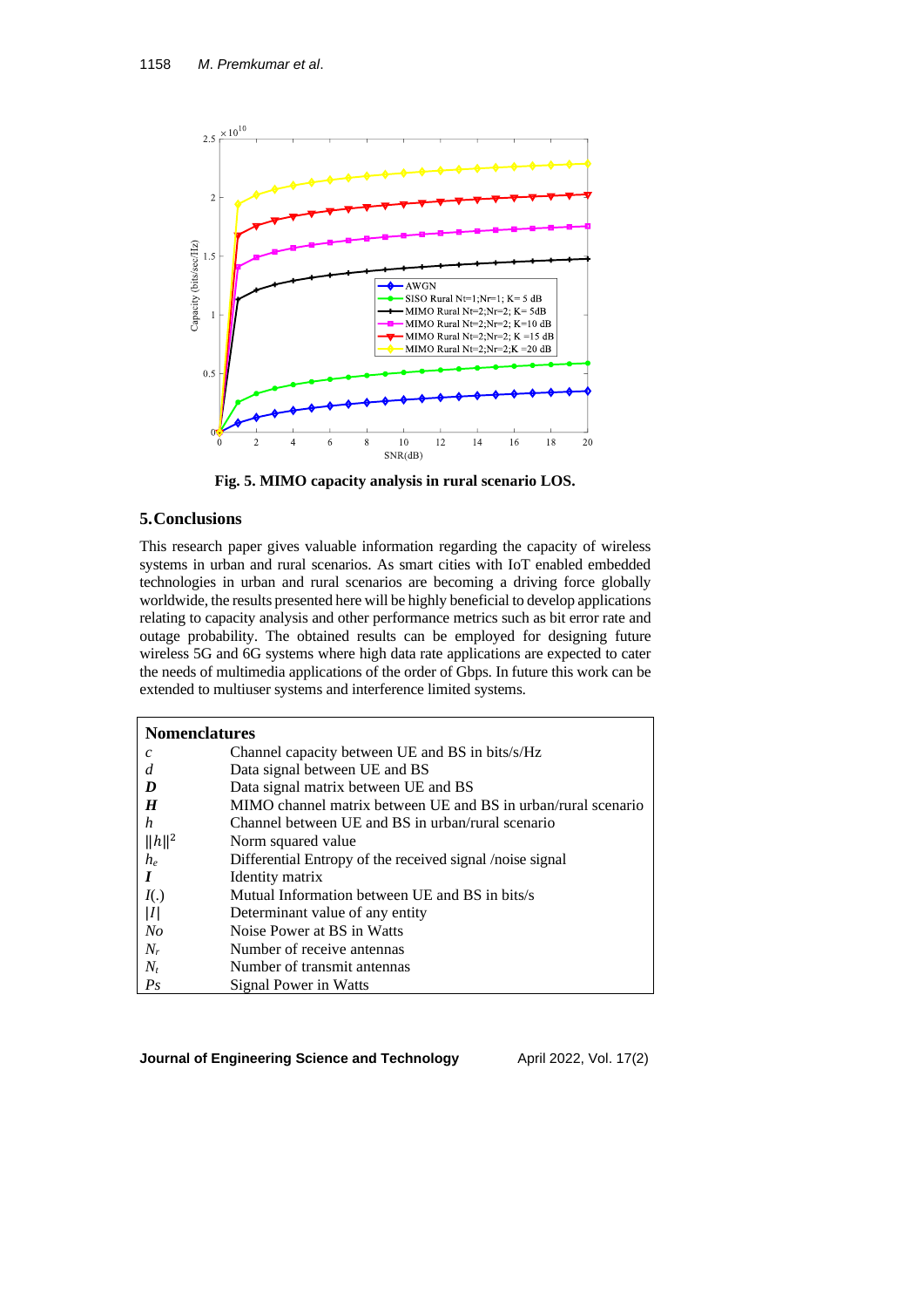Fig. 5. MIMO capacity analysis in rural scenario LOS.

## 5. Conclusions

This research paper gives valuable information regarding the capacity of wireless systems in urban and rural scenarios. As smart cities with IoT enabled embedded technologies in urban and rural scenarios are becoming a driving force globally worldwide, the results presented here will be highly beneficial to develop applications relating to capacity analysis and other performance metrics such as bit error rate and outage probability. The obtained results can be employed for designing future wireless 5G and 6G systems where high data rate applications are expected to cater the needs of multimedia applications of the order of Gbps. In future this work can be extended to multiuser systems and interference limited systems.

| **Nomenclatures** | |
|---|---|
| $c$ | Channel capacity between UE and BS in bits/s/Hz |
| $d$ | Data signal between UE and BS |
| $\boldsymbol{D}$ | Data signal matrix between UE and BS |
| $\boldsymbol{H}$ | MIMO channel matrix between UE and BS in urban/rural scenario |
| $h$ | Channel between UE and BS in urban/rural scenario |
| $\|\|h\|\|^2$ | Norm squared value |
| $h_e$ | Differential Entropy of the received signal /noise signal |
| $\boldsymbol{I}$ | Identity matrix |
| $I(.)$ | Mutual Information between UE and BS in bits/s |
| $\|I\|$ | Determinant value of any entity |
| $No$ | Noise Power at BS in Watts |
| $N_r$ | Number of receive antennas |
| $N_t$ | Number of transmit antennas |
| $Ps$ | Signal Power in Watts |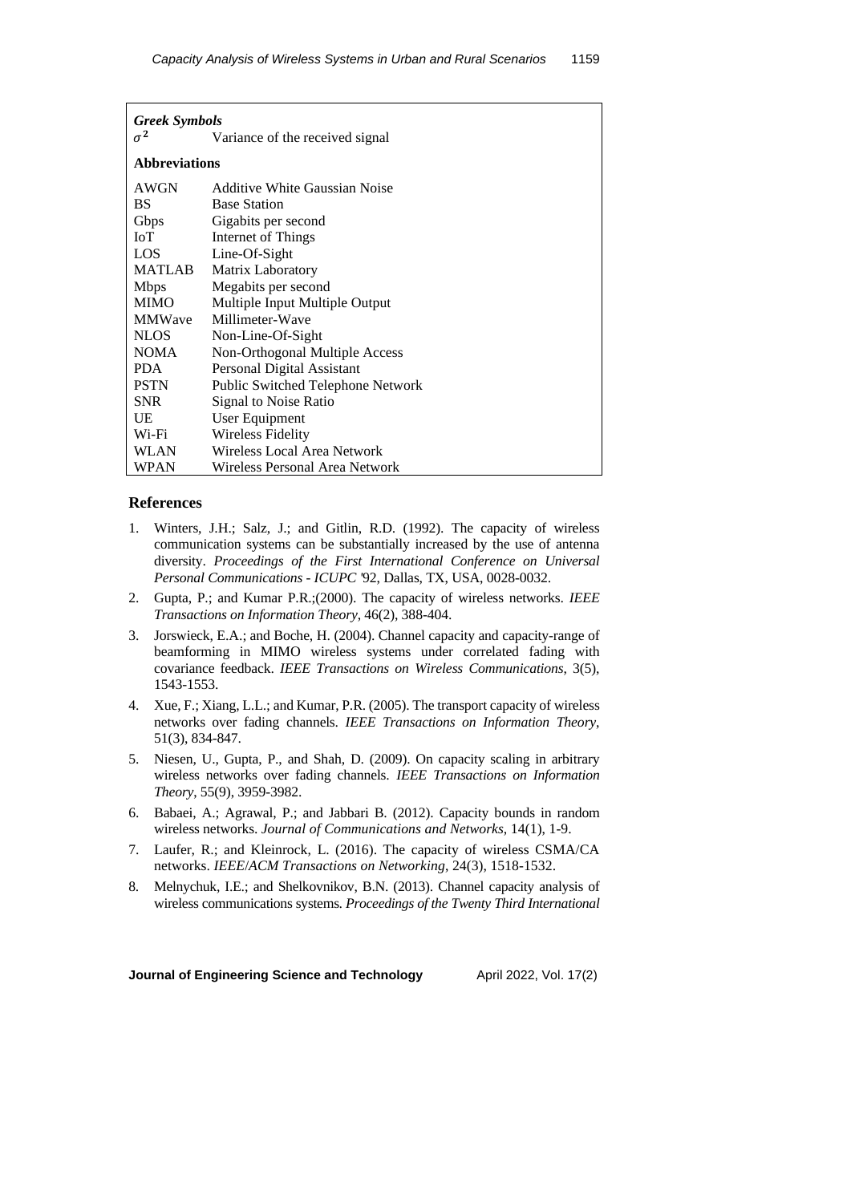| ***Greek Symbols*** | |
|---|---|
| $\sigma^2$ | Variance of the received signal |
| **Abbreviations** | |
| AWGN | Additive White Gaussian Noise |
| BS | Base Station |
| Gbps | Gigabits per second |
| IoT | Internet of Things |
| LOS | Line-Of-Sight |
| MATLAB | Matrix Laboratory |
| Mbps | Megabits per second |
| MIMO | Multiple Input Multiple Output |
| MMWave | Millimeter-Wave |
| NLOS | Non-Line-Of-Sight |
| NOMA | Non-Orthogonal Multiple Access |
| PDA | Personal Digital Assistant |
| PSTN | Public Switched Telephone Network |
| SNR | Signal to Noise Ratio |
| UE | User Equipment |
| Wi-Fi | Wireless Fidelity |
| WLAN | Wireless Local Area Network |
| WPAN | Wireless Personal Area Network |

## References

1. Winters, J.H.; Salz, J.; and Gitlin, R.D. (1992). The capacity of wireless communication systems can be substantially increased by the use of antenna diversity. *Proceedings of the First International Conference on Universal Personal Communications - ICUPC '*92, Dallas, TX, USA, 0028-0032.
2. Gupta, P.; and Kumar P.R.;(2000). The capacity of wireless networks. *IEEE Transactions on Information Theory*, 46(2), 388-404.
3. Jorswieck, E.A.; and Boche, H. (2004). Channel capacity and capacity-range of beamforming in MIMO wireless systems under correlated fading with covariance feedback. *IEEE Transactions on Wireless Communications*, 3(5), 1543-1553.
4. Xue, F.; Xiang, L.L.; and Kumar, P.R. (2005). The transport capacity of wireless networks over fading channels. *IEEE Transactions on Information Theory*, 51(3), 834-847.
5. Niesen, U., Gupta, P., and Shah, D. (2009). On capacity scaling in arbitrary wireless networks over fading channels. *IEEE Transactions on Information Theory*, 55(9), 3959-3982.
6. Babaei, A.; Agrawal, P.; and Jabbari B. (2012). Capacity bounds in random wireless networks. *Journal of Communications and Networks*, 14(1), 1-9.
7. Laufer, R.; and Kleinrock, L. (2016). The capacity of wireless CSMA/CA networks. *IEEE/ACM Transactions on Networking*, 24(3), 1518-1532.
8. Melnychuk, I.E.; and Shelkovnikov, B.N. (2013). Channel capacity analysis of wireless communications systems. *Proceedings of the Twenty Third International*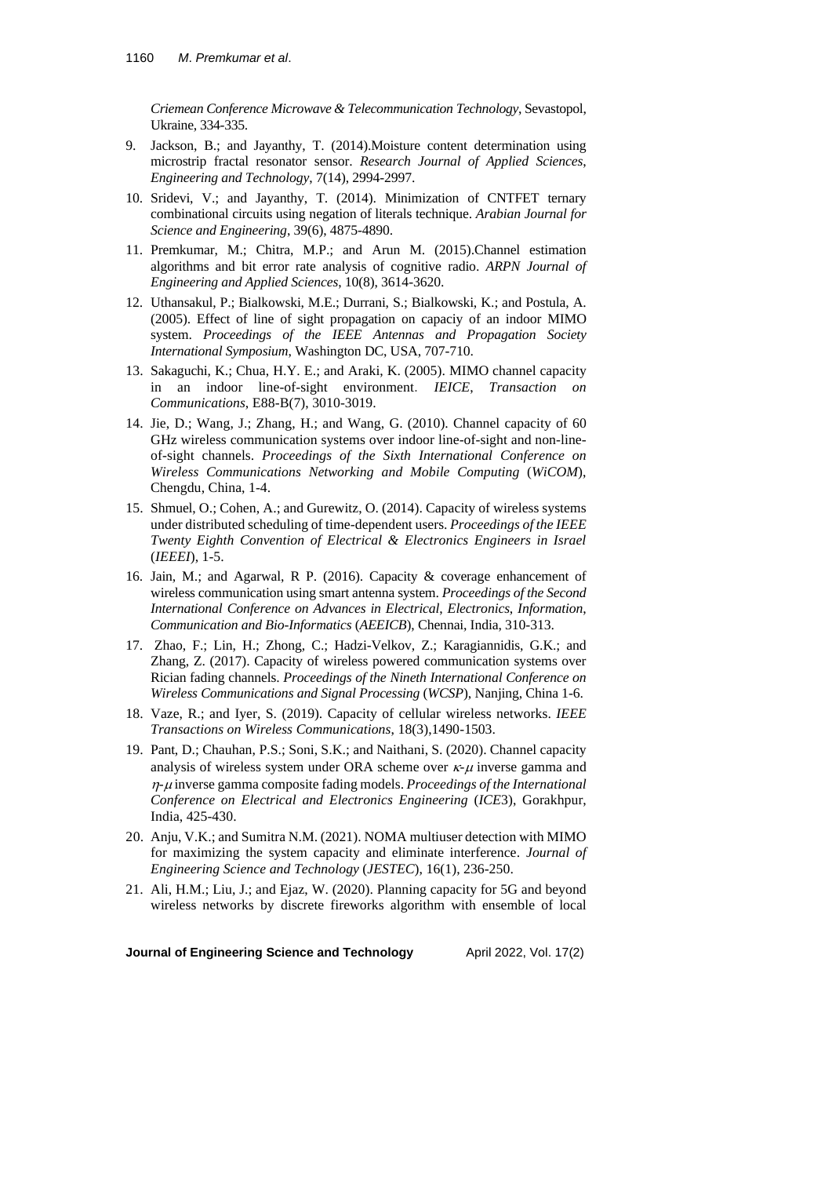*Criemean Conference Microwave & Telecommunication Technology*, Sevastopol, Ukraine, 334-335.

9. Jackson, B.; and Jayanthy, T. (2014).Moisture content determination using microstrip fractal resonator sensor. *Research Journal of Applied Sciences, Engineering and Technology*, 7(14), 2994-2997.
10. Sridevi, V.; and Jayanthy, T. (2014). Minimization of CNTFET ternary combinational circuits using negation of literals technique. *Arabian Journal for Science and Engineering*, 39(6), 4875-4890.
11. Premkumar, M.; Chitra, M.P.; and Arun M. (2015).Channel estimation algorithms and bit error rate analysis of cognitive radio. *ARPN Journal of Engineering and Applied Sciences*, 10(8), 3614-3620.
12. Uthansakul, P.; Bialkowski, M.E.; Durrani, S.; Bialkowski, K.; and Postula, A. (2005). Effect of line of sight propagation on capaciy of an indoor MIMO system. *Proceedings of the IEEE Antennas and Propagation Society International Symposium*, Washington DC, USA, 707-710.
13. Sakaguchi, K.; Chua, H.Y. E.; and Araki, K. (2005). MIMO channel capacity in an indoor line-of-sight environment. *IEICE, Transaction on Communications*, E88-B(7), 3010-3019.
14. Jie, D.; Wang, J.; Zhang, H.; and Wang, G. (2010). Channel capacity of 60 GHz wireless communication systems over indoor line-of-sight and non-line-of-sight channels. *Proceedings of the Sixth International Conference on Wireless Communications Networking and Mobile Computing* (*WiCOM*), Chengdu, China, 1-4.
15. Shmuel, O.; Cohen, A.; and Gurewitz, O. (2014). Capacity of wireless systems under distributed scheduling of time-dependent users. *Proceedings of the IEEE Twenty Eighth Convention of Electrical & Electronics Engineers in Israel* (*IEEEI*), 1-5.
16. Jain, M.; and Agarwal, R P. (2016). Capacity & coverage enhancement of wireless communication using smart antenna system. *Proceedings of the Second International Conference on Advances in Electrical, Electronics, Information, Communication and Bio-Informatics* (*AEEICB*), Chennai, India, 310-313.
17. Zhao, F.; Lin, H.; Zhong, C.; Hadzi-Velkov, Z.; Karagiannidis, G.K.; and Zhang, Z. (2017). Capacity of wireless powered communication systems over Rician fading channels. *Proceedings of the Nineth International Conference on Wireless Communications and Signal Processing* (*WCSP*), Nanjing, China 1-6.
18. Vaze, R.; and Iyer, S. (2019). Capacity of cellular wireless networks. *IEEE Transactions on Wireless Communications*, 18(3),1490-1503.
19. Pant, D.; Chauhan, P.S.; Soni, S.K.; and Naithani, S. (2020). Channel capacity analysis of wireless system under ORA scheme over $\kappa$-$\mu$ inverse gamma and $\eta$-$\mu$ inverse gamma composite fading models. *Proceedings of the International Conference on Electrical and Electronics Engineering* (*ICE*3), Gorakhpur, India, 425-430.
20. Anju, V.K.; and Sumitra N.M. (2021). NOMA multiuser detection with MIMO for maximizing the system capacity and eliminate interference. *Journal of Engineering Science and Technology* (*JESTEC*), 16(1), 236-250.
21. Ali, H.M.; Liu, J.; and Ejaz, W. (2020). Planning capacity for 5G and beyond wireless networks by discrete fireworks algorithm with ensemble of local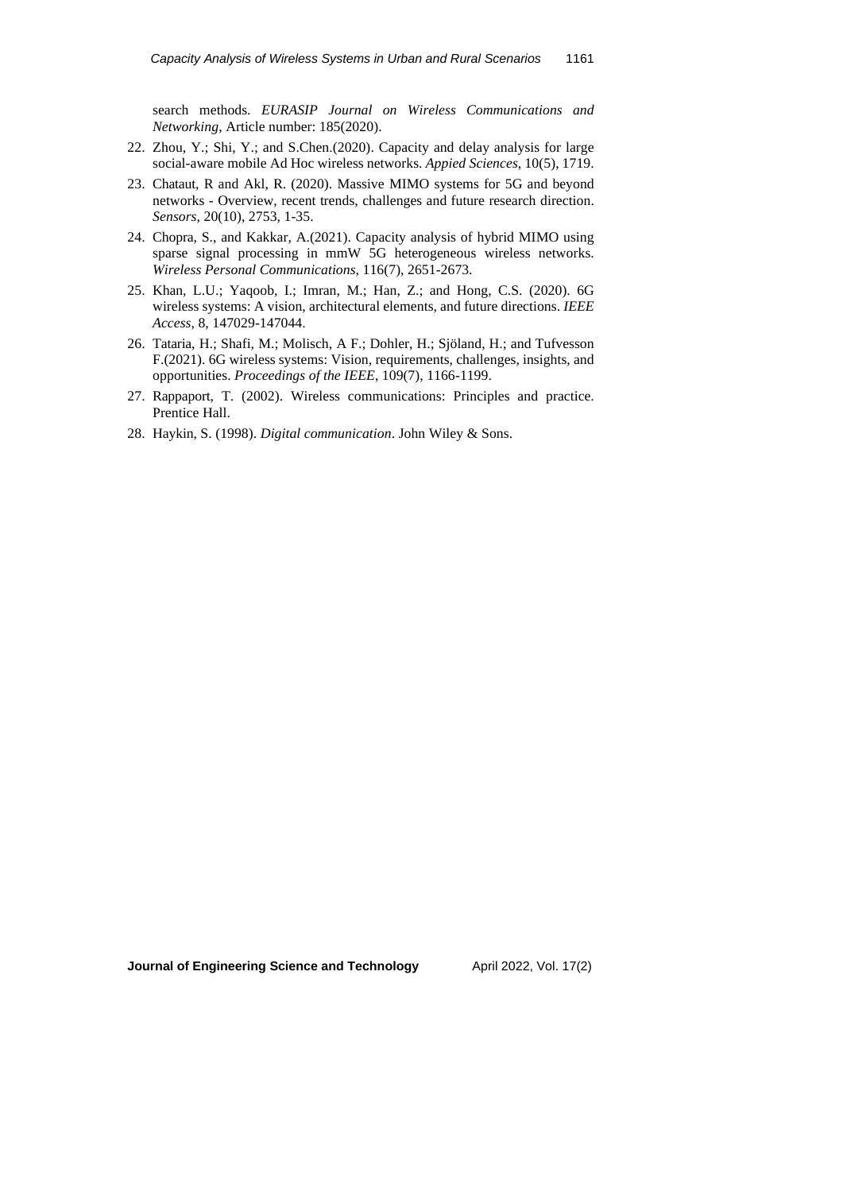search methods. *EURASIP Journal on Wireless Communications and Networking*, Article number: 185(2020).

22. Zhou, Y.; Shi, Y.; and S.Chen.(2020). Capacity and delay analysis for large social-aware mobile Ad Hoc wireless networks. *Appied Sciences*, 10(5), 1719.
23. Chataut, R and Akl, R. (2020). Massive MIMO systems for 5G and beyond networks - Overview, recent trends, challenges and future research direction. *Sensors*, 20(10), 2753, 1-35.
24. Chopra, S., and Kakkar, A.(2021). Capacity analysis of hybrid MIMO using sparse signal processing in mmW 5G heterogeneous wireless networks. *Wireless Personal Communications*, 116(7), 2651-2673.
25. Khan, L.U.; Yaqoob, I.; Imran, M.; Han, Z.; and Hong, C.S. (2020). 6G wireless systems: A vision, architectural elements, and future directions. *IEEE Access*, 8, 147029-147044.
26. Tataria, H.; Shafi, M.; Molisch, A F.; Dohler, H.; Sjöland, H.; and Tufvesson F.(2021). 6G wireless systems: Vision, requirements, challenges, insights, and opportunities. *Proceedings of the IEEE*, 109(7), 1166-1199.
27. Rappaport, T. (2002). Wireless communications: Principles and practice. Prentice Hall.
28. Haykin, S. (1998). *Digital communication*. John Wiley & Sons.